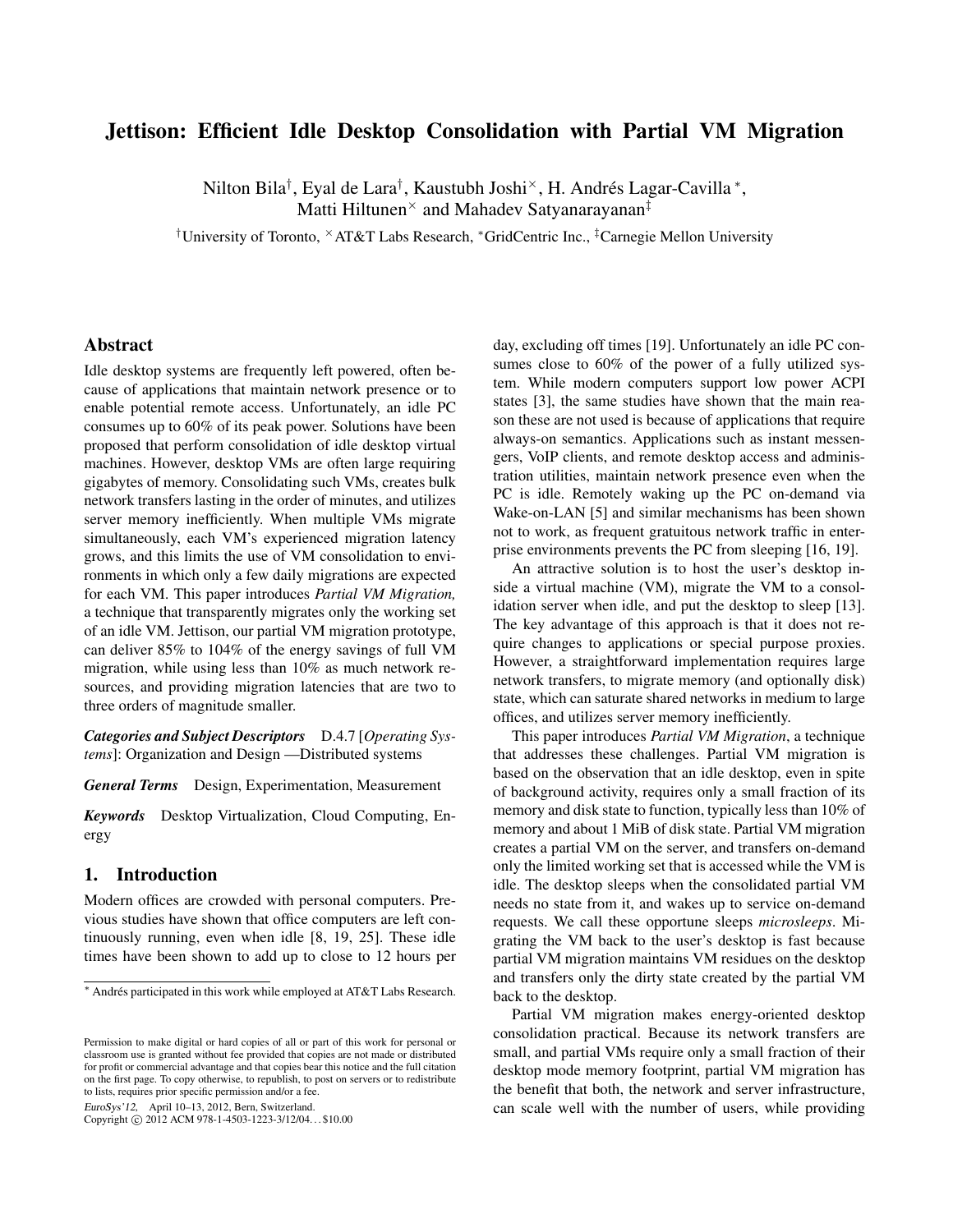# Jettison: Efficient Idle Desktop Consolidation with Partial VM Migration

Nilton Bila[†], Eyal de Lara[†], Kaustubh Joshi[×], H. Andrés Lagar-Cavilla[*], Matti Hiltunen[×] and Mahadev Satyanarayanan[‡]

[†]University of Toronto, [×]AT&T Labs Research, [*]GridCentric Inc., [‡]Carnegie Mellon University

## Abstract

Idle desktop systems are frequently left powered, often because of applications that maintain network presence or to enable potential remote access. Unfortunately, an idle PC consumes up to 60% of its peak power. Solutions have been proposed that perform consolidation of idle desktop virtual machines. However, desktop VMs are often large requiring gigabytes of memory. Consolidating such VMs, creates bulk network transfers lasting in the order of minutes, and utilizes server memory inefficiently. When multiple VMs migrate simultaneously, each VM's experienced migration latency grows, and this limits the use of VM consolidation to environments in which only a few daily migrations are expected for each VM. This paper introduces *Partial VM Migration,* a technique that transparently migrates only the working set of an idle VM. Jettison, our partial VM migration prototype, can deliver 85% to 104% of the energy savings of full VM migration, while using less than 10% as much network resources, and providing migration latencies that are two to three orders of magnitude smaller.

***Categories and Subject Descriptors*** D.4.7 [*Operating Systems*]: Organization and Design —Distributed systems

***General Terms*** Design, Experimentation, Measurement

***Keywords*** Desktop Virtualization, Cloud Computing, Energy

## 1. Introduction

Modern offices are crowded with personal computers. Previous studies have shown that office computers are left continuously running, even when idle [8, 19, 25]. These idle times have been shown to add up to close to 12 hours per day, excluding off times [19]. Unfortunately an idle PC consumes close to 60% of the power of a fully utilized system. While modern computers support low power ACPI states [3], the same studies have shown that the main reason these are not used is because of applications that require always-on semantics. Applications such as instant messengers, VoIP clients, and remote desktop access and administration utilities, maintain network presence even when the PC is idle. Remotely waking up the PC on-demand via Wake-on-LAN [5] and similar mechanisms has been shown not to work, as frequent gratuitous network traffic in enterprise environments prevents the PC from sleeping [16, 19].

An attractive solution is to host the user's desktop inside a virtual machine (VM), migrate the VM to a consolidation server when idle, and put the desktop to sleep [13]. The key advantage of this approach is that it does not require changes to applications or special purpose proxies. However, a straightforward implementation requires large network transfers, to migrate memory (and optionally disk) state, which can saturate shared networks in medium to large offices, and utilizes server memory inefficiently.

This paper introduces *Partial VM Migration*, a technique that addresses these challenges. Partial VM migration is based on the observation that an idle desktop, even in spite of background activity, requires only a small fraction of its memory and disk state to function, typically less than 10% of memory and about 1 MiB of disk state. Partial VM migration creates a partial VM on the server, and transfers on-demand only the limited working set that is accessed while the VM is idle. The desktop sleeps when the consolidated partial VM needs no state from it, and wakes up to service on-demand requests. We call these opportune sleeps *microsleeps*. Migrating the VM back to the user's desktop is fast because partial VM migration maintains VM residues on the desktop and transfers only the dirty state created by the partial VM back to the desktop.

Partial VM migration makes energy-oriented desktop consolidation practical. Because its network transfers are small, and partial VMs require only a small fraction of their desktop mode memory footprint, partial VM migration has the benefit that both, the network and server infrastructure, can scale well with the number of users, while providing

[*] Andrés participated in this work while employed at AT&T Labs Research.

Permission to make digital or hard copies of all or part of this work for personal or classroom use is granted without fee provided that copies are not made or distributed for profit or commercial advantage and that copies bear this notice and the full citation on the first page. To copy otherwise, to republish, to post on servers or to redistribute to lists, requires prior specific permission and/or a fee.

*EuroSys'12,* April 10–13, 2012, Bern, Switzerland.
Copyright © 2012 ACM 978-1-4503-1223-3/12/04... $10.00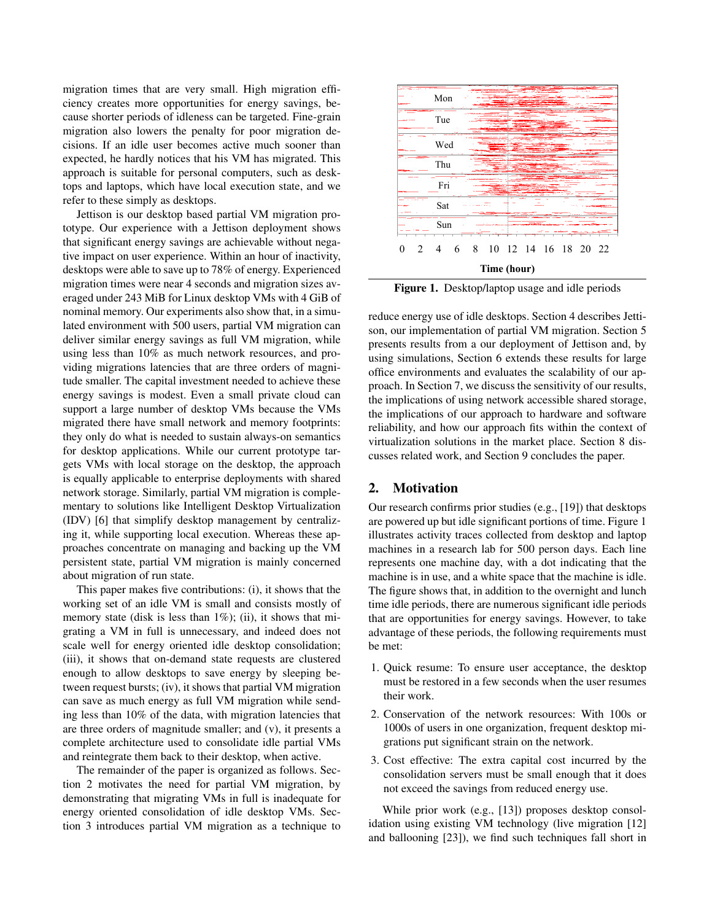migration times that are very small. High migration efficiency creates more opportunities for energy savings, because shorter periods of idleness can be targeted. Fine-grain migration also lowers the penalty for poor migration decisions. If an idle user becomes active much sooner than expected, he hardly notices that his VM has migrated. This approach is suitable for personal computers, such as desktops and laptops, which have local execution state, and we refer to these simply as desktops.

Jettison is our desktop based partial VM migration prototype. Our experience with a Jettison deployment shows that significant energy savings are achievable without negative impact on user experience. Within an hour of inactivity, desktops were able to save up to 78% of energy. Experienced migration times were near 4 seconds and migration sizes averaged under 243 MiB for Linux desktop VMs with 4 GiB of nominal memory. Our experiments also show that, in a simulated environment with 500 users, partial VM migration can deliver similar energy savings as full VM migration, while using less than 10% as much network resources, and providing migrations latencies that are three orders of magnitude smaller. The capital investment needed to achieve these energy savings is modest. Even a small private cloud can support a large number of desktop VMs because the VMs migrated there have small network and memory footprints: they only do what is needed to sustain always-on semantics for desktop applications. While our current prototype targets VMs with local storage on the desktop, the approach is equally applicable to enterprise deployments with shared network storage. Similarly, partial VM migration is complementary to solutions like Intelligent Desktop Virtualization (IDV) [6] that simplify desktop management by centralizing it, while supporting local execution. Whereas these approaches concentrate on managing and backing up the VM persistent state, partial VM migration is mainly concerned about migration of run state.

This paper makes five contributions: (i), it shows that the working set of an idle VM is small and consists mostly of memory state (disk is less than 1%); (ii), it shows that migrating a VM in full is unnecessary, and indeed does not scale well for energy oriented idle desktop consolidation; (iii), it shows that on-demand state requests are clustered enough to allow desktops to save energy by sleeping between request bursts; (iv), it shows that partial VM migration can save as much energy as full VM migration while sending less than 10% of the data, with migration latencies that are three orders of magnitude smaller; and (v), it presents a complete architecture used to consolidate idle partial VMs and reintegrate them back to their desktop, when active.

The remainder of the paper is organized as follows. Section 2 motivates the need for partial VM migration, by demonstrating that migrating VMs in full is inadequate for energy oriented consolidation of idle desktop VMs. Section 3 introduces partial VM migration as a technique to reduce energy use of idle desktops. Section 4 describes Jettison, our implementation of partial VM migration. Section 5 presents results from a our deployment of Jettison and, by using simulations, Section 6 extends these results for large office environments and evaluates the scalability of our approach. In Section 7, we discuss the sensitivity of our results, the implications of using network accessible shared storage, the implications of our approach to hardware and software reliability, and how our approach fits within the context of virtualization solutions in the market place. Section 8 discusses related work, and Section 9 concludes the paper.

Mon
Tue
Wed
Thu
Fri
Sat
Sun
0 2 4 6 8 10 12 14 16 18 20 22
Time (hour)

**Figure 1.** Desktop/laptop usage and idle periods

## 2. Motivation

Our research confirms prior studies (e.g., [19]) that desktops are powered up but idle significant portions of time. Figure 1 illustrates activity traces collected from desktop and laptop machines in a research lab for 500 person days. Each line represents one machine day, with a dot indicating that the machine is in use, and a white space that the machine is idle. The figure shows that, in addition to the overnight and lunch time idle periods, there are numerous significant idle periods that are opportunities for energy savings. However, to take advantage of these periods, the following requirements must be met:

1. Quick resume: To ensure user acceptance, the desktop must be restored in a few seconds when the user resumes their work.
2. Conservation of the network resources: With 100s or 1000s of users in one organization, frequent desktop migrations put significant strain on the network.
3. Cost effective: The extra capital cost incurred by the consolidation servers must be small enough that it does not exceed the savings from reduced energy use.

While prior work (e.g., [13]) proposes desktop consolidation using existing VM technology (live migration [12] and ballooning [23]), we find such techniques fall short in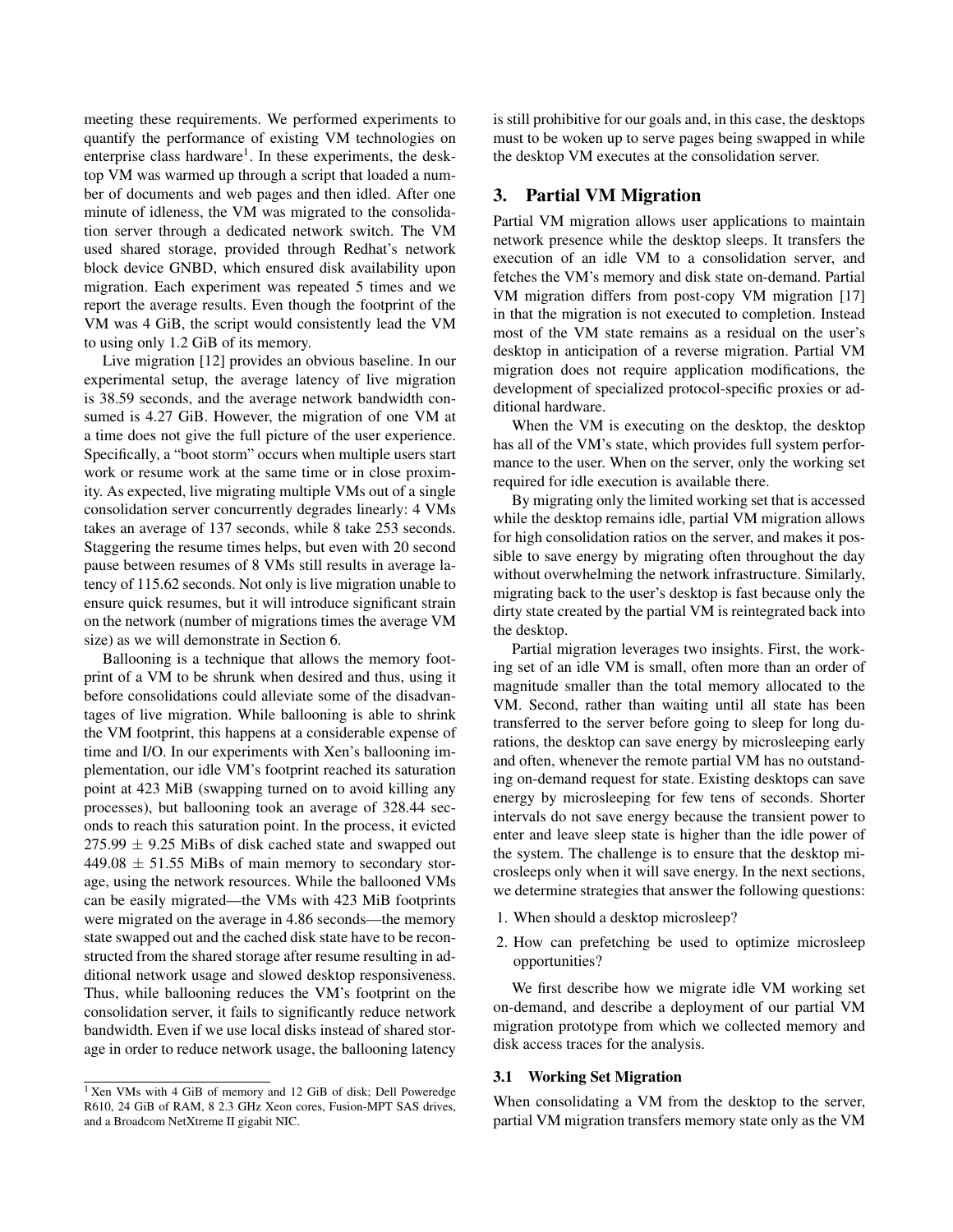meeting these requirements. We performed experiments to quantify the performance of existing VM technologies on enterprise class hardware[1]. In these experiments, the desktop VM was warmed up through a script that loaded a number of documents and web pages and then idled. After one minute of idleness, the VM was migrated to the consolidation server through a dedicated network switch. The VM used shared storage, provided through Redhat's network block device GNBD, which ensured disk availability upon migration. Each experiment was repeated 5 times and we report the average results. Even though the footprint of the VM was 4 GiB, the script would consistently lead the VM to using only 1.2 GiB of its memory.

Live migration [12] provides an obvious baseline. In our experimental setup, the average latency of live migration is 38.59 seconds, and the average network bandwidth consumed is 4.27 GiB. However, the migration of one VM at a time does not give the full picture of the user experience. Specifically, a "boot storm" occurs when multiple users start work or resume work at the same time or in close proximity. As expected, live migrating multiple VMs out of a single consolidation server concurrently degrades linearly: 4 VMs takes an average of 137 seconds, while 8 take 253 seconds. Staggering the resume times helps, but even with 20 second pause between resumes of 8 VMs still results in average latency of 115.62 seconds. Not only is live migration unable to ensure quick resumes, but it will introduce significant strain on the network (number of migrations times the average VM size) as we will demonstrate in Section 6.

Ballooning is a technique that allows the memory footprint of a VM to be shrunk when desired and thus, using it before consolidations could alleviate some of the disadvantages of live migration. While ballooning is able to shrink the VM footprint, this happens at a considerable expense of time and I/O. In our experiments with Xen's ballooning implementation, our idle VM's footprint reached its saturation point at 423 MiB (swapping turned on to avoid killing any processes), but ballooning took an average of 328.44 seconds to reach this saturation point. In the process, it evicted $275.99 \pm 9.25$ MiBs of disk cached state and swapped out $449.08 \pm 51.55$ MiBs of main memory to secondary storage, using the network resources. While the ballooned VMs can be easily migrated—the VMs with 423 MiB footprints were migrated on the average in 4.86 seconds—the memory state swapped out and the cached disk state have to be reconstructed from the shared storage after resume resulting in additional network usage and slowed desktop responsiveness. Thus, while ballooning reduces the VM's footprint on the consolidation server, it fails to significantly reduce network bandwidth. Even if we use local disks instead of shared storage in order to reduce network usage, the ballooning latency is still prohibitive for our goals and, in this case, the desktops must to be woken up to serve pages being swapped in while the desktop VM executes at the consolidation server.

## 3. Partial VM Migration

Partial VM migration allows user applications to maintain network presence while the desktop sleeps. It transfers the execution of an idle VM to a consolidation server, and fetches the VM's memory and disk state on-demand. Partial VM migration differs from post-copy VM migration [17] in that the migration is not executed to completion. Instead most of the VM state remains as a residual on the user's desktop in anticipation of a reverse migration. Partial VM migration does not require application modifications, the development of specialized protocol-specific proxies or additional hardware.

When the VM is executing on the desktop, the desktop has all of the VM's state, which provides full system performance to the user. When on the server, only the working set required for idle execution is available there.

By migrating only the limited working set that is accessed while the desktop remains idle, partial VM migration allows for high consolidation ratios on the server, and makes it possible to save energy by migrating often throughout the day without overwhelming the network infrastructure. Similarly, migrating back to the user's desktop is fast because only the dirty state created by the partial VM is reintegrated back into the desktop.

Partial migration leverages two insights. First, the working set of an idle VM is small, often more than an order of magnitude smaller than the total memory allocated to the VM. Second, rather than waiting until all state has been transferred to the server before going to sleep for long durations, the desktop can save energy by microsleeping early and often, whenever the remote partial VM has no outstanding on-demand request for state. Existing desktops can save energy by microsleeping for few tens of seconds. Shorter intervals do not save energy because the transient power to enter and leave sleep state is higher than the idle power of the system. The challenge is to ensure that the desktop microsleeps only when it will save energy. In the next sections, we determine strategies that answer the following questions:

1. When should a desktop microsleep?
2. How can prefetching be used to optimize microsleep opportunities?

We first describe how we migrate idle VM working set on-demand, and describe a deployment of our partial VM migration prototype from which we collected memory and disk access traces for the analysis.

### 3.1 Working Set Migration

When consolidating a VM from the desktop to the server, partial VM migration transfers memory state only as the VM

[1] Xen VMs with 4 GiB of memory and 12 GiB of disk; Dell Poweredge R610, 24 GiB of RAM, 8 2.3 GHz Xeon cores, Fusion-MPT SAS drives, and a Broadcom NetXtreme II gigabit NIC.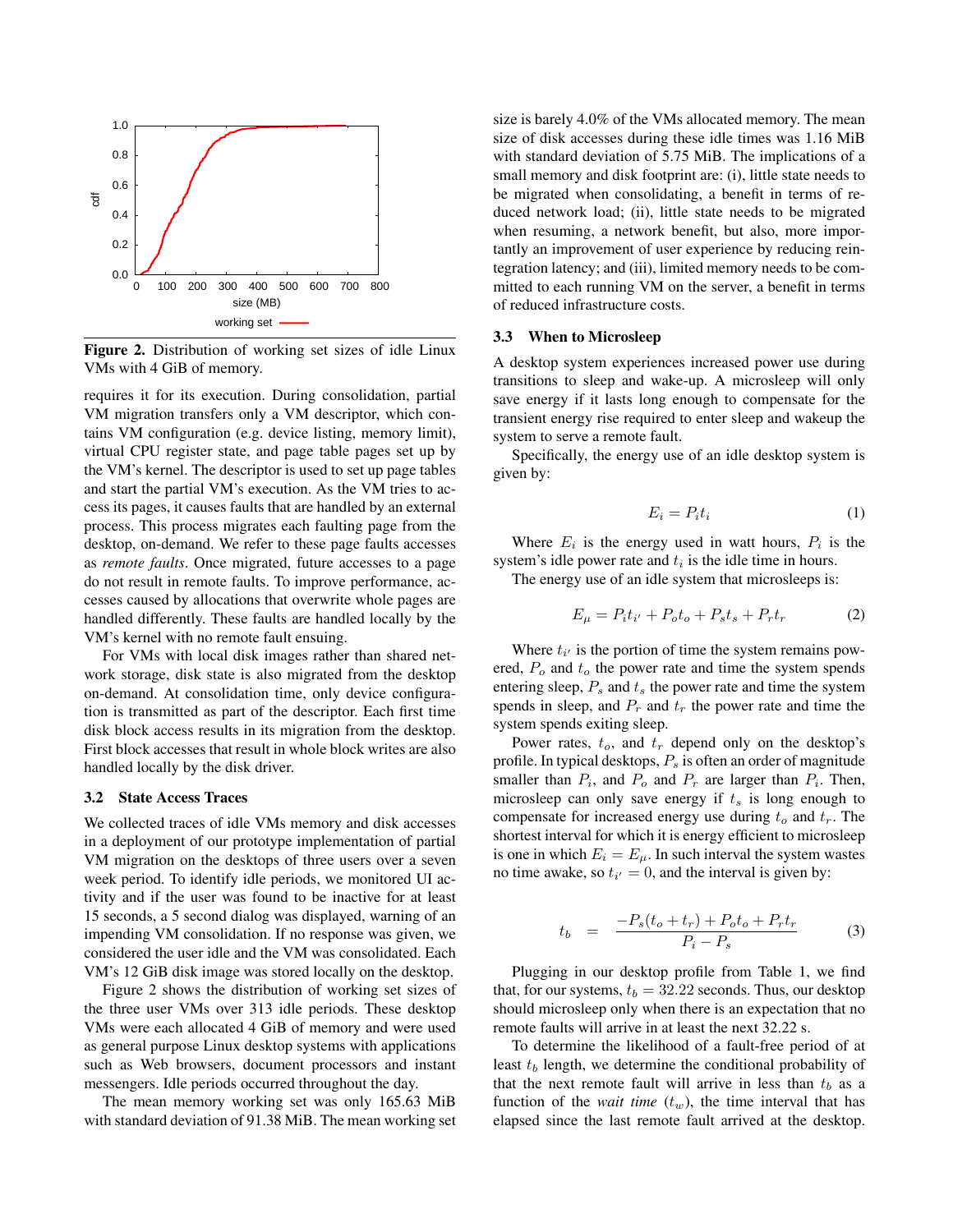**Figure 2.** Distribution of working set sizes of idle Linux VMs with 4 GiB of memory.

requires it for its execution. During consolidation, partial VM migration transfers only a VM descriptor, which contains VM configuration (e.g. device listing, memory limit), virtual CPU register state, and page table pages set up by the VM's kernel. The descriptor is used to set up page tables and start the partial VM's execution. As the VM tries to access its pages, it causes faults that are handled by an external process. This process migrates each faulting page from the desktop, on-demand. We refer to these page faults accesses as *remote faults*. Once migrated, future accesses to a page do not result in remote faults. To improve performance, accesses caused by allocations that overwrite whole pages are handled differently. These faults are handled locally by the VM's kernel with no remote fault ensuing.

For VMs with local disk images rather than shared network storage, disk state is also migrated from the desktop on-demand. At consolidation time, only device configuration is transmitted as part of the descriptor. Each first time disk block access results in its migration from the desktop. First block accesses that result in whole block writes are also handled locally by the disk driver.

### 3.2 State Access Traces

We collected traces of idle VMs memory and disk accesses in a deployment of our prototype implementation of partial VM migration on the desktops of three users over a seven week period. To identify idle periods, we monitored UI activity and if the user was found to be inactive for at least 15 seconds, a 5 second dialog was displayed, warning of an impending VM consolidation. If no response was given, we considered the user idle and the VM was consolidated. Each VM's 12 GiB disk image was stored locally on the desktop.

Figure 2 shows the distribution of working set sizes of the three user VMs over 313 idle periods. These desktop VMs were each allocated 4 GiB of memory and were used as general purpose Linux desktop systems with applications such as Web browsers, document processors and instant messengers. Idle periods occurred throughout the day.

The mean memory working set was only 165.63 MiB with standard deviation of 91.38 MiB. The mean working set size is barely 4.0% of the VMs allocated memory. The mean size of disk accesses during these idle times was 1.16 MiB with standard deviation of 5.75 MiB. The implications of a small memory and disk footprint are: (i), little state needs to be migrated when consolidating, a benefit in terms of reduced network load; (ii), little state needs to be migrated when resuming, a network benefit, but also, more importantly an improvement of user experience by reducing reintegration latency; and (iii), limited memory needs to be committed to each running VM on the server, a benefit in terms of reduced infrastructure costs.

### 3.3 When to Microsleep

A desktop system experiences increased power use during transitions to sleep and wake-up. A microsleep will only save energy if it lasts long enough to compensate for the transient energy rise required to enter sleep and wakeup the system to serve a remote fault.

Specifically, the energy use of an idle desktop system is given by:

$$E_i = P_i t_i \tag{1}$$

Where $E_i$ is the energy used in watt hours, $P_i$ is the system's idle power rate and $t_i$ is the idle time in hours.

The energy use of an idle system that microsleeps is:

$$E_\mu = P_i t_{i'} + P_o t_o + P_s t_s + P_r t_r \tag{2}$$

Where $t_{i'}$ is the portion of time the system remains powered, $P_o$ and $t_o$ the power rate and time the system spends entering sleep, $P_s$ and $t_s$ the power rate and time the system spends in sleep, and $P_r$ and $t_r$ the power rate and time the system spends exiting sleep.

Power rates, $t_o$, and $t_r$ depend only on the desktop's profile. In typical desktops, $P_s$ is often an order of magnitude smaller than $P_i$, and $P_o$ and $P_r$ are larger than $P_i$. Then, microsleep can only save energy if $t_s$ is long enough to compensate for increased energy use during $t_o$ and $t_r$. The shortest interval for which it is energy efficient to microsleep is one in which $E_i = E_\mu$. In such interval the system wastes no time awake, so $t_{i'} = 0$, and the interval is given by:

$$t_b = \frac{-P_s(t_o + t_r) + P_o t_o + P_r t_r}{P_i - P_s} \tag{3}$$

Plugging in our desktop profile from Table 1, we find that, for our systems, $t_b = 32.22$ seconds. Thus, our desktop should microsleep only when there is an expectation that no remote faults will arrive in at least the next 32.22 s.

To determine the likelihood of a fault-free period of at least $t_b$ length, we determine the conditional probability of that the next remote fault will arrive in less than $t_b$ as a function of the *wait time* ($t_w$), the time interval that has elapsed since the last remote fault arrived at the desktop.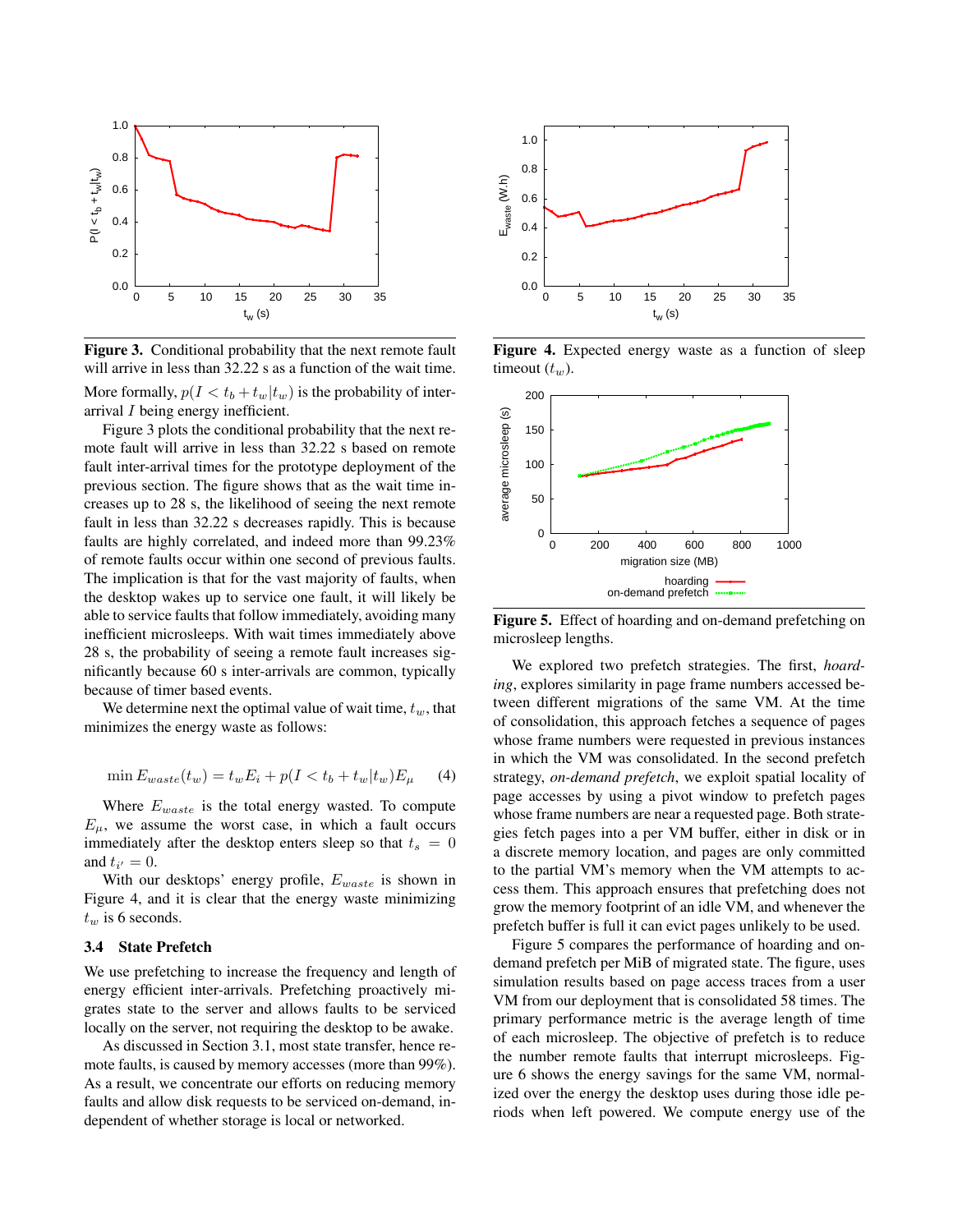**Figure 3.** Conditional probability that the next remote fault will arrive in less than 32.22 s as a function of the wait time.

More formally, $p(I < t_b + t_w | t_w)$ is the probability of inter-arrival $I$ being energy inefficient.

Figure 3 plots the conditional probability that the next remote fault will arrive in less than 32.22 s based on remote fault inter-arrival times for the prototype deployment of the previous section. The figure shows that as the wait time increases up to 28 s, the likelihood of seeing the next remote fault in less than 32.22 s decreases rapidly. This is because faults are highly correlated, and indeed more than 99.23% of remote faults occur within one second of previous faults. The implication is that for the vast majority of faults, when the desktop wakes up to service one fault, it will likely be able to service faults that follow immediately, avoiding many inefficient microsleeps. With wait times immediately above 28 s, the probability of seeing a remote fault increases significantly because 60 s inter-arrivals are common, typically because of timer based events.

We determine next the optimal value of wait time, $t_w$, that minimizes the energy waste as follows:

$$\min E_{waste}(t_w) = t_w E_i + p(I < t_b + t_w | t_w) E_\mu \qquad (4)$$

Where $E_{waste}$ is the total energy wasted. To compute $E_\mu$, we assume the worst case, in which a fault occurs immediately after the desktop enters sleep so that $t_s = 0$ and $t_{i'} = 0$.

With our desktops' energy profile, $E_{waste}$ is shown in Figure 4, and it is clear that the energy waste minimizing $t_w$ is 6 seconds.

### 3.4 State Prefetch

We use prefetching to increase the frequency and length of energy efficient inter-arrivals. Prefetching proactively migrates state to the server and allows faults to be serviced locally on the server, not requiring the desktop to be awake.

As discussed in Section 3.1, most state transfer, hence remote faults, is caused by memory accesses (more than 99%). As a result, we concentrate our efforts on reducing memory faults and allow disk requests to be serviced on-demand, independent of whether storage is local or networked.

**Figure 4.** Expected energy waste as a function of sleep timeout ($t_w$).

**Figure 5.** Effect of hoarding and on-demand prefetching on microsleep lengths.

We explored two prefetch strategies. The first, *hoarding*, explores similarity in page frame numbers accessed between different migrations of the same VM. At the time of consolidation, this approach fetches a sequence of pages whose frame numbers were requested in previous instances in which the VM was consolidated. In the second prefetch strategy, *on-demand prefetch*, we exploit spatial locality of page accesses by using a pivot window to prefetch pages whose frame numbers are near a requested page. Both strategies fetch pages into a per VM buffer, either in disk or in a discrete memory location, and pages are only committed to the partial VM's memory when the VM attempts to access them. This approach ensures that prefetching does not grow the memory footprint of an idle VM, and whenever the prefetch buffer is full it can evict pages unlikely to be used.

Figure 5 compares the performance of hoarding and on-demand prefetch per MiB of migrated state. The figure, uses simulation results based on page access traces from a user VM from our deployment that is consolidated 58 times. The primary performance metric is the average length of time of each microsleep. The objective of prefetch is to reduce the number remote faults that interrupt microsleeps. Figure 6 shows the energy savings for the same VM, normalized over the energy the desktop uses during those idle periods when left powered. We compute energy use of the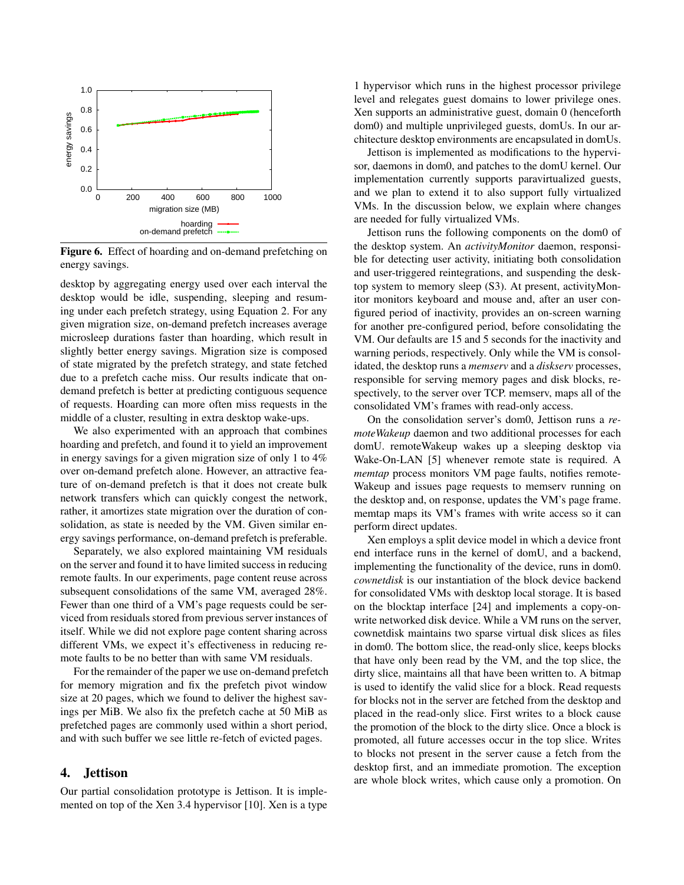**Figure 6.** Effect of hoarding and on-demand prefetching on energy savings.

desktop by aggregating energy used over each interval the desktop would be idle, suspending, sleeping and resuming under each prefetch strategy, using Equation 2. For any given migration size, on-demand prefetch increases average microsleep durations faster than hoarding, which result in slightly better energy savings. Migration size is composed of state migrated by the prefetch strategy, and state fetched due to a prefetch cache miss. Our results indicate that on-demand prefetch is better at predicting contiguous sequence of requests. Hoarding can more often miss requests in the middle of a cluster, resulting in extra desktop wake-ups.

We also experimented with an approach that combines hoarding and prefetch, and found it to yield an improvement in energy savings for a given migration size of only 1 to 4% over on-demand prefetch alone. However, an attractive feature of on-demand prefetch is that it does not create bulk network transfers which can quickly congest the network, rather, it amortizes state migration over the duration of consolidation, as state is needed by the VM. Given similar energy savings performance, on-demand prefetch is preferable.

Separately, we also explored maintaining VM residuals on the server and found it to have limited success in reducing remote faults. In our experiments, page content reuse across subsequent consolidations of the same VM, averaged 28%. Fewer than one third of a VM's page requests could be serviced from residuals stored from previous server instances of itself. While we did not explore page content sharing across different VMs, we expect it's effectiveness in reducing remote faults to be no better than with same VM residuals.

For the remainder of the paper we use on-demand prefetch for memory migration and fix the prefetch pivot window size at 20 pages, which we found to deliver the highest savings per MiB. We also fix the prefetch cache at 50 MiB as prefetched pages are commonly used within a short period, and with such buffer we see little re-fetch of evicted pages.

## 4. Jettison

Our partial consolidation prototype is Jettison. It is implemented on top of the Xen 3.4 hypervisor [10]. Xen is a type 1 hypervisor which runs in the highest processor privilege level and relegates guest domains to lower privilege ones. Xen supports an administrative guest, domain 0 (henceforth dom0) and multiple unprivileged guests, domUs. In our architecture desktop environments are encapsulated in domUs.

Jettison is implemented as modifications to the hypervisor, daemons in dom0, and patches to the domU kernel. Our implementation currently supports paravirtualized guests, and we plan to extend it to also support fully virtualized VMs. In the discussion below, we explain where changes are needed for fully virtualized VMs.

Jettison runs the following components on the dom0 of the desktop system. An *activityMonitor* daemon, responsible for detecting user activity, initiating both consolidation and user-triggered reintegrations, and suspending the desktop system to memory sleep (S3). At present, activityMonitor monitors keyboard and mouse and, after an user configured period of inactivity, provides an on-screen warning for another pre-configured period, before consolidating the VM. Our defaults are 15 and 5 seconds for the inactivity and warning periods, respectively. Only while the VM is consolidated, the desktop runs a *memserv* and a *diskserv* processes, responsible for serving memory pages and disk blocks, respectively, to the server over TCP. memserv, maps all of the consolidated VM's frames with read-only access.

On the consolidation server's dom0, Jettison runs a *remoteWakeup* daemon and two additional processes for each domU. remoteWakeup wakes up a sleeping desktop via Wake-On-LAN [5] whenever remote state is required. A *memtap* process monitors VM page faults, notifies remoteWakeup and issues page requests to memserv running on the desktop and, on response, updates the VM's page frame. memtap maps its VM's frames with write access so it can perform direct updates.

Xen employs a split device model in which a device front end interface runs in the kernel of domU, and a backend, implementing the functionality of the device, runs in dom0. *cownetdisk* is our instantiation of the block device backend for consolidated VMs with desktop local storage. It is based on the blocktap interface [24] and implements a copy-on-write networked disk device. While a VM runs on the server, cownetdisk maintains two sparse virtual disk slices as files in dom0. The bottom slice, the read-only slice, keeps blocks that have only been read by the VM, and the top slice, the dirty slice, maintains all that have been written to. A bitmap is used to identify the valid slice for a block. Read requests for blocks not in the server are fetched from the desktop and placed in the read-only slice. First writes to a block cause the promotion of the block to the dirty slice. Once a block is promoted, all future accesses occur in the top slice. Writes to blocks not present in the server cause a fetch from the desktop first, and an immediate promotion. The exception are whole block writes, which cause only a promotion. On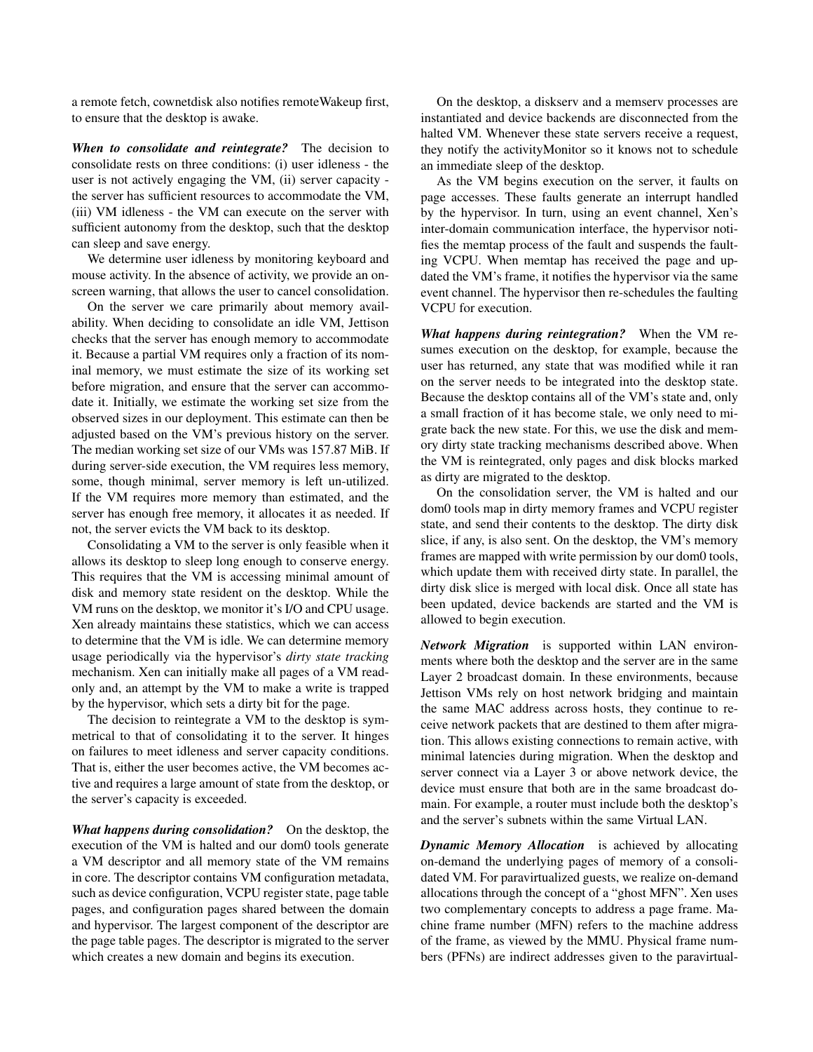a remote fetch, cownetdisk also notifies remoteWakeup first, to ensure that the desktop is awake.

***When to consolidate and reintegrate?*** The decision to consolidate rests on three conditions: (i) user idleness - the user is not actively engaging the VM, (ii) server capacity - the server has sufficient resources to accommodate the VM, (iii) VM idleness - the VM can execute on the server with sufficient autonomy from the desktop, such that the desktop can sleep and save energy.

We determine user idleness by monitoring keyboard and mouse activity. In the absence of activity, we provide an on-screen warning, that allows the user to cancel consolidation.

On the server we care primarily about memory availability. When deciding to consolidate an idle VM, Jettison checks that the server has enough memory to accommodate it. Because a partial VM requires only a fraction of its nominal memory, we must estimate the size of its working set before migration, and ensure that the server can accommodate it. Initially, we estimate the working set size from the observed sizes in our deployment. This estimate can then be adjusted based on the VM's previous history on the server. The median working set size of our VMs was 157.87 MiB. If during server-side execution, the VM requires less memory, some, though minimal, server memory is left un-utilized. If the VM requires more memory than estimated, and the server has enough free memory, it allocates it as needed. If not, the server evicts the VM back to its desktop.

Consolidating a VM to the server is only feasible when it allows its desktop to sleep long enough to conserve energy. This requires that the VM is accessing minimal amount of disk and memory state resident on the desktop. While the VM runs on the desktop, we monitor it's I/O and CPU usage. Xen already maintains these statistics, which we can access to determine that the VM is idle. We can determine memory usage periodically via the hypervisor's *dirty state tracking* mechanism. Xen can initially make all pages of a VM read-only and, an attempt by the VM to make a write is trapped by the hypervisor, which sets a dirty bit for the page.

The decision to reintegrate a VM to the desktop is symmetrical to that of consolidating it to the server. It hinges on failures to meet idleness and server capacity conditions. That is, either the user becomes active, the VM becomes active and requires a large amount of state from the desktop, or the server's capacity is exceeded.

***What happens during consolidation?*** On the desktop, the execution of the VM is halted and our dom0 tools generate a VM descriptor and all memory state of the VM remains in core. The descriptor contains VM configuration metadata, such as device configuration, VCPU register state, page table pages, and configuration pages shared between the domain and hypervisor. The largest component of the descriptor are the page table pages. The descriptor is migrated to the server which creates a new domain and begins its execution.

On the desktop, a diskserv and a memserv processes are instantiated and device backends are disconnected from the halted VM. Whenever these state servers receive a request, they notify the activityMonitor so it knows not to schedule an immediate sleep of the desktop.

As the VM begins execution on the server, it faults on page accesses. These faults generate an interrupt handled by the hypervisor. In turn, using an event channel, Xen's inter-domain communication interface, the hypervisor notifies the memtap process of the fault and suspends the faulting VCPU. When memtap has received the page and updated the VM's frame, it notifies the hypervisor via the same event channel. The hypervisor then re-schedules the faulting VCPU for execution.

***What happens during reintegration?*** When the VM resumes execution on the desktop, for example, because the user has returned, any state that was modified while it ran on the server needs to be integrated into the desktop state. Because the desktop contains all of the VM's state and, only a small fraction of it has become stale, we only need to migrate back the new state. For this, we use the disk and memory dirty state tracking mechanisms described above. When the VM is reintegrated, only pages and disk blocks marked as dirty are migrated to the desktop.

On the consolidation server, the VM is halted and our dom0 tools map in dirty memory frames and VCPU register state, and send their contents to the desktop. The dirty disk slice, if any, is also sent. On the desktop, the VM's memory frames are mapped with write permission by our dom0 tools, which update them with received dirty state. In parallel, the dirty disk slice is merged with local disk. Once all state has been updated, device backends are started and the VM is allowed to begin execution.

***Network Migration*** is supported within LAN environments where both the desktop and the server are in the same Layer 2 broadcast domain. In these environments, because Jettison VMs rely on host network bridging and maintain the same MAC address across hosts, they continue to receive network packets that are destined to them after migration. This allows existing connections to remain active, with minimal latencies during migration. When the desktop and server connect via a Layer 3 or above network device, the device must ensure that both are in the same broadcast domain. For example, a router must include both the desktop's and the server's subnets within the same Virtual LAN.

***Dynamic Memory Allocation*** is achieved by allocating on-demand the underlying pages of memory of a consolidated VM. For paravirtualized guests, we realize on-demand allocations through the concept of a "ghost MFN". Xen uses two complementary concepts to address a page frame. Machine frame number (MFN) refers to the machine address of the frame, as viewed by the MMU. Physical frame numbers (PFNs) are indirect addresses given to the paravirtual-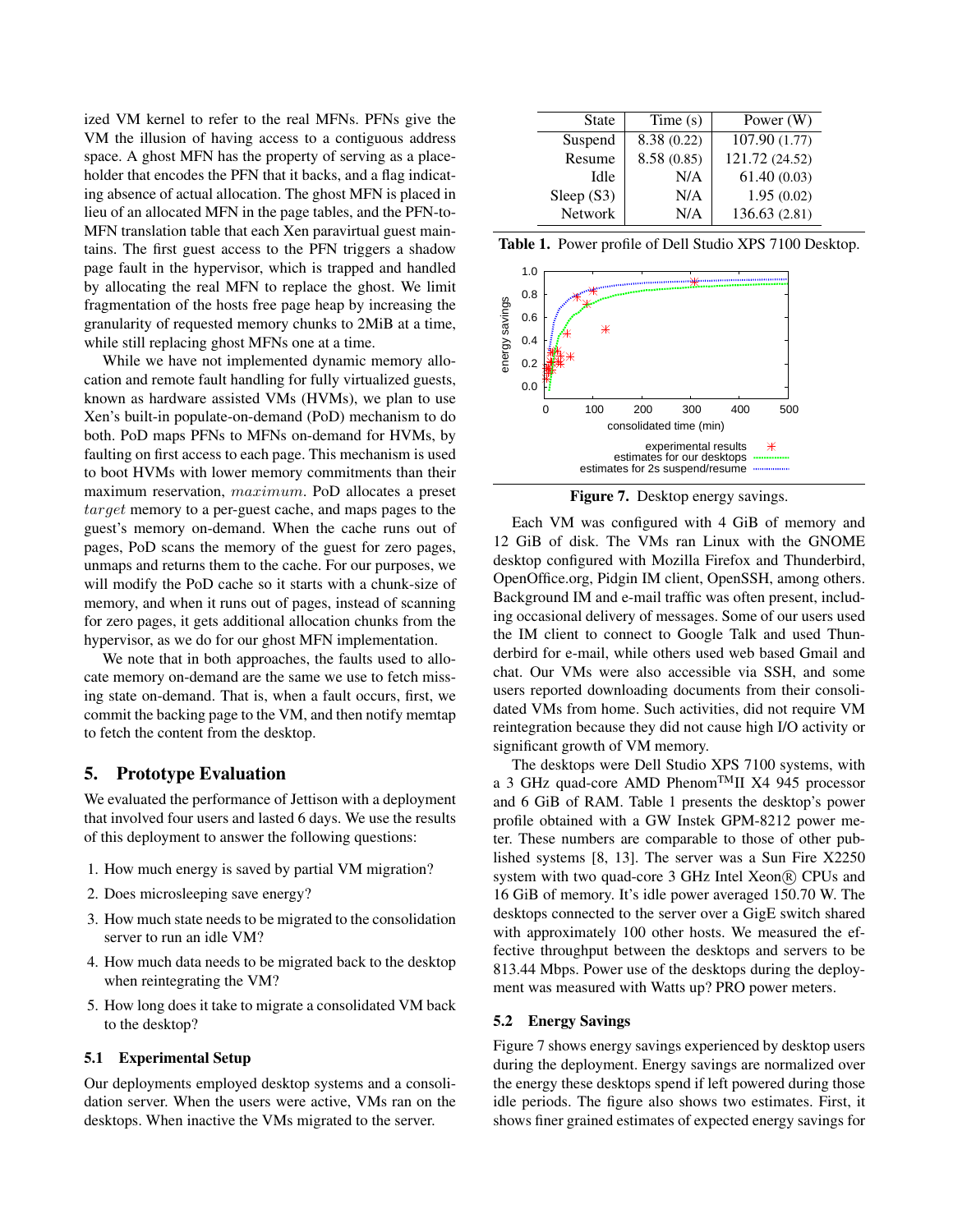ized VM kernel to refer to the real MFNs. PFNs give the VM the illusion of having access to a contiguous address space. A ghost MFN has the property of serving as a placeholder that encodes the PFN that it backs, and a flag indicating absence of actual allocation. The ghost MFN is placed in lieu of an allocated MFN in the page tables, and the PFN-to-MFN translation table that each Xen paravirtual guest maintains. The first guest access to the PFN triggers a shadow page fault in the hypervisor, which is trapped and handled by allocating the real MFN to replace the ghost. We limit fragmentation of the hosts free page heap by increasing the granularity of requested memory chunks to 2MiB at a time, while still replacing ghost MFNs one at a time.

While we have not implemented dynamic memory allocation and remote fault handling for fully virtualized guests, known as hardware assisted VMs (HVMs), we plan to use Xen's built-in populate-on-demand (PoD) mechanism to do both. PoD maps PFNs to MFNs on-demand for HVMs, by faulting on first access to each page. This mechanism is used to boot HVMs with lower memory commitments than their maximum reservation, *maximum*. PoD allocates a preset *target* memory to a per-guest cache, and maps pages to the guest's memory on-demand. When the cache runs out of pages, PoD scans the memory of the guest for zero pages, unmaps and returns them to the cache. For our purposes, we will modify the PoD cache so it starts with a chunk-size of memory, and when it runs out of pages, instead of scanning for zero pages, it gets additional allocation chunks from the hypervisor, as we do for our ghost MFN implementation.

We note that in both approaches, the faults used to allocate memory on-demand are the same we use to fetch missing state on-demand. That is, when a fault occurs, first, we commit the backing page to the VM, and then notify memtap to fetch the content from the desktop.

## 5. Prototype Evaluation

We evaluated the performance of Jettison with a deployment that involved four users and lasted 6 days. We use the results of this deployment to answer the following questions:

1. How much energy is saved by partial VM migration?
2. Does microsleeping save energy?
3. How much state needs to be migrated to the consolidation server to run an idle VM?
4. How much data needs to be migrated back to the desktop when reintegrating the VM?
5. How long does it take to migrate a consolidated VM back to the desktop?

### 5.1 Experimental Setup

Our deployments employed desktop systems and a consolidation server. When the users were active, VMs ran on the desktops. When inactive the VMs migrated to the server.

| State | Time (s) | Power (W) |
|---|---|---|
| Suspend | 8.38 (0.22) | 107.90 (1.77) |
| Resume | 8.58 (0.85) | 121.72 (24.52) |
| Idle | N/A | 61.40 (0.03) |
| Sleep (S3) | N/A | 1.95 (0.02) |
| Network | N/A | 136.63 (2.81) |

**Table 1.** Power profile of Dell Studio XPS 7100 Desktop.

energy savings
1.0
0.8
0.6
0.4
0.2
0.0
0 100 200 300 400 500
consolidated time (min)
experimental results
estimates for our desktops
estimates for 2s suspend/resume

**Figure 7.** Desktop energy savings.

Each VM was configured with 4 GiB of memory and 12 GiB of disk. The VMs ran Linux with the GNOME desktop configured with Mozilla Firefox and Thunderbird, OpenOffice.org, Pidgin IM client, OpenSSH, among others. Background IM and e-mail traffic was often present, including occasional delivery of messages. Some of our users used the IM client to connect to Google Talk and used Thunderbird for e-mail, while others used web based Gmail and chat. Our VMs were also accessible via SSH, and some users reported downloading documents from their consolidated VMs from home. Such activities, did not require VM reintegration because they did not cause high I/O activity or significant growth of VM memory.

The desktops were Dell Studio XPS 7100 systems, with a 3 GHz quad-core AMD Phenom™II X4 945 processor and 6 GiB of RAM. Table 1 presents the desktop's power profile obtained with a GW Instek GPM-8212 power meter. These numbers are comparable to those of other published systems [8, 13]. The server was a Sun Fire X2250 system with two quad-core 3 GHz Intel Xeon® CPUs and 16 GiB of memory. It's idle power averaged 150.70 W. The desktops connected to the server over a GigE switch shared with approximately 100 other hosts. We measured the effective throughput between the desktops and servers to be 813.44 Mbps. Power use of the desktops during the deployment was measured with Watts up? PRO power meters.

### 5.2 Energy Savings

Figure 7 shows energy savings experienced by desktop users during the deployment. Energy savings are normalized over the energy these desktops spend if left powered during those idle periods. The figure also shows two estimates. First, it shows finer grained estimates of expected energy savings for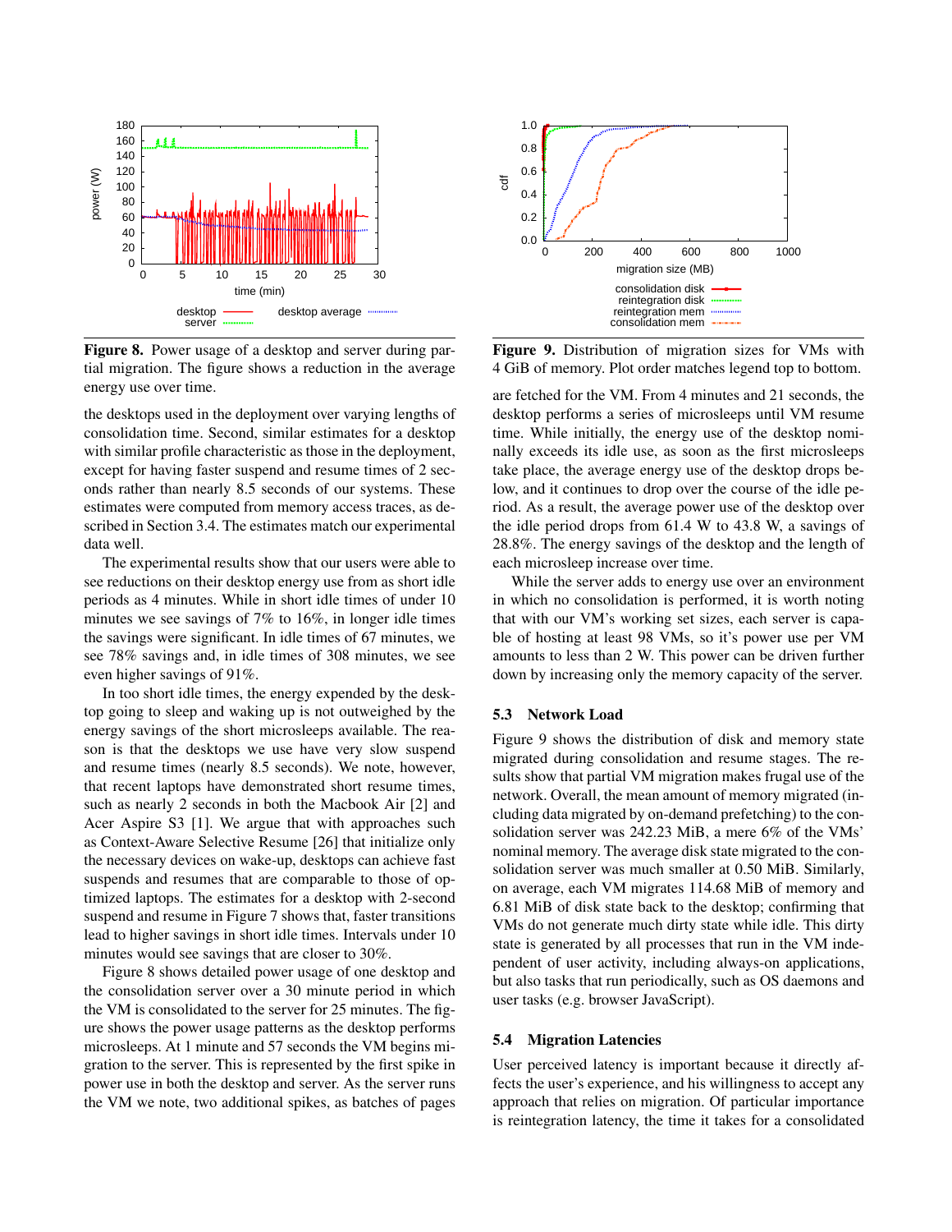**Figure 8.** Power usage of a desktop and server during partial migration. The figure shows a reduction in the average energy use over time.

the desktops used in the deployment over varying lengths of consolidation time. Second, similar estimates for a desktop with similar profile characteristic as those in the deployment, except for having faster suspend and resume times of 2 seconds rather than nearly 8.5 seconds of our systems. These estimates were computed from memory access traces, as described in Section 3.4. The estimates match our experimental data well.

The experimental results show that our users were able to see reductions on their desktop energy use from as short idle periods as 4 minutes. While in short idle times of under 10 minutes we see savings of 7% to 16%, in longer idle times the savings were significant. In idle times of 67 minutes, we see 78% savings and, in idle times of 308 minutes, we see even higher savings of 91%.

In too short idle times, the energy expended by the desktop going to sleep and waking up is not outweighed by the energy savings of the short microsleeps available. The reason is that the desktops we use have very slow suspend and resume times (nearly 8.5 seconds). We note, however, that recent laptops have demonstrated short resume times, such as nearly 2 seconds in both the Macbook Air [2] and Acer Aspire S3 [1]. We argue that with approaches such as Context-Aware Selective Resume [26] that initialize only the necessary devices on wake-up, desktops can achieve fast suspends and resumes that are comparable to those of optimized laptops. The estimates for a desktop with 2-second suspend and resume in Figure 7 shows that, faster transitions lead to higher savings in short idle times. Intervals under 10 minutes would see savings that are closer to 30%.

Figure 8 shows detailed power usage of one desktop and the consolidation server over a 30 minute period in which the VM is consolidated to the server for 25 minutes. The figure shows the power usage patterns as the desktop performs microsleeps. At 1 minute and 57 seconds the VM begins migration to the server. This is represented by the first spike in power use in both the desktop and server. As the server runs the VM we note, two additional spikes, as batches of pages are fetched for the VM. From 4 minutes and 21 seconds, the desktop performs a series of microsleeps until VM resume time. While initially, the energy use of the desktop nominally exceeds its idle use, as soon as the first microsleeps take place, the average energy use of the desktop drops below, and it continues to drop over the course of the idle period. As a result, the average power use of the desktop over the idle period drops from 61.4 W to 43.8 W, a savings of 28.8%. The energy savings of the desktop and the length of each microsleep increase over time.

While the server adds to energy use over an environment in which no consolidation is performed, it is worth noting that with our VM's working set sizes, each server is capable of hosting at least 98 VMs, so it's power use per VM amounts to less than 2 W. This power can be driven further down by increasing only the memory capacity of the server.

**Figure 9.** Distribution of migration sizes for VMs with 4 GiB of memory. Plot order matches legend top to bottom.

### 5.3 Network Load

Figure 9 shows the distribution of disk and memory state migrated during consolidation and resume stages. The results show that partial VM migration makes frugal use of the network. Overall, the mean amount of memory migrated (including data migrated by on-demand prefetching) to the consolidation server was 242.23 MiB, a mere 6% of the VMs' nominal memory. The average disk state migrated to the consolidation server was much smaller at 0.50 MiB. Similarly, on average, each VM migrates 114.68 MiB of memory and 6.81 MiB of disk state back to the desktop; confirming that VMs do not generate much dirty state while idle. This dirty state is generated by all processes that run in the VM independent of user activity, including always-on applications, but also tasks that run periodically, such as OS daemons and user tasks (e.g. browser JavaScript).

### 5.4 Migration Latencies

User perceived latency is important because it directly affects the user's experience, and his willingness to accept any approach that relies on migration. Of particular importance is reintegration latency, the time it takes for a consolidated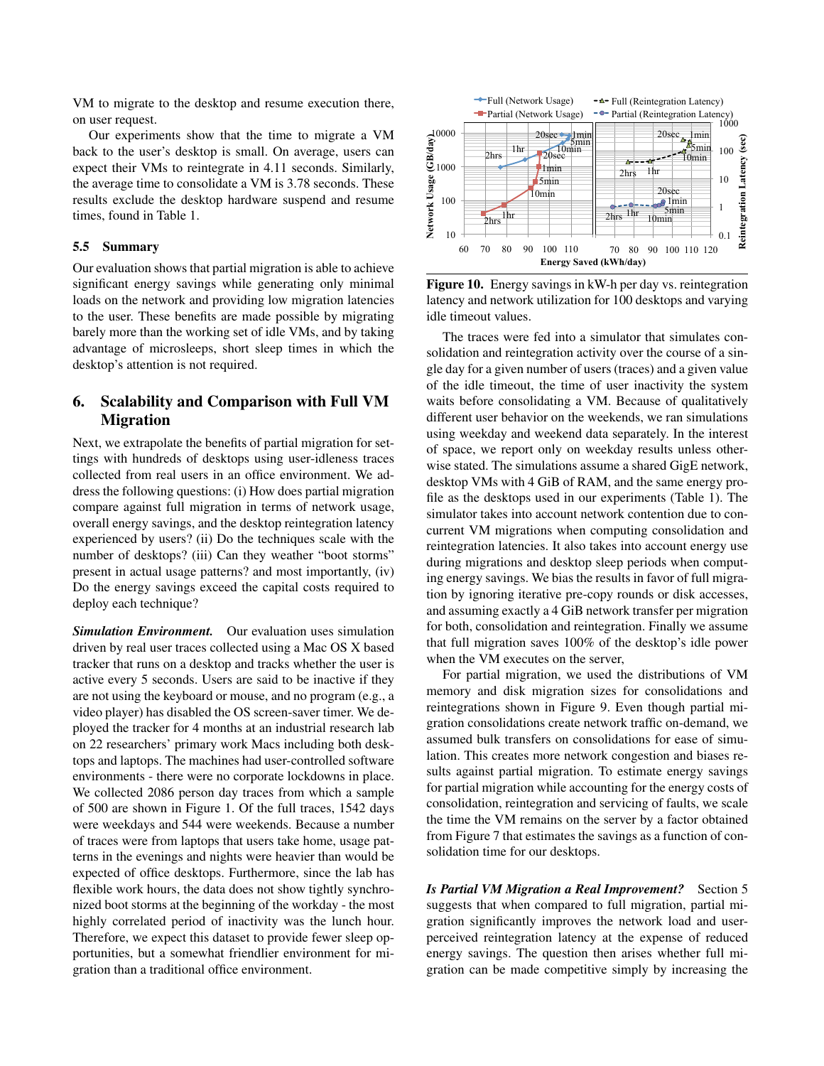VM to migrate to the desktop and resume execution there, on user request.

Our experiments show that the time to migrate a VM back to the user's desktop is small. On average, users can expect their VMs to reintegrate in 4.11 seconds. Similarly, the average time to consolidate a VM is 3.78 seconds. These results exclude the desktop hardware suspend and resume times, found in Table 1.

### 5.5 Summary

Our evaluation shows that partial migration is able to achieve significant energy savings while generating only minimal loads on the network and providing low migration latencies to the user. These benefits are made possible by migrating barely more than the working set of idle VMs, and by taking advantage of microsleeps, short sleep times in which the desktop's attention is not required.

## 6. Scalability and Comparison with Full VM Migration

Next, we extrapolate the benefits of partial migration for settings with hundreds of desktops using user-idleness traces collected from real users in an office environment. We address the following questions: (i) How does partial migration compare against full migration in terms of network usage, overall energy savings, and the desktop reintegration latency experienced by users? (ii) Do the techniques scale with the number of desktops? (iii) Can they weather "boot storms" present in actual usage patterns? and most importantly, (iv) Do the energy savings exceed the capital costs required to deploy each technique?

***Simulation Environment.*** Our evaluation uses simulation driven by real user traces collected using a Mac OS X based tracker that runs on a desktop and tracks whether the user is active every 5 seconds. Users are said to be inactive if they are not using the keyboard or mouse, and no program (e.g., a video player) has disabled the OS screen-saver timer. We deployed the tracker for 4 months at an industrial research lab on 22 researchers' primary work Macs including both desktops and laptops. The machines had user-controlled software environments - there were no corporate lockdowns in place. We collected 2086 person day traces from which a sample of 500 are shown in Figure 1. Of the full traces, 1542 days were weekdays and 544 were weekends. Because a number of traces were from laptops that users take home, usage patterns in the evenings and nights were heavier than would be expected of office desktops. Furthermore, since the lab has flexible work hours, the data does not show tightly synchronized boot storms at the beginning of the workday - the most highly correlated period of inactivity was the lunch hour. Therefore, we expect this dataset to provide fewer sleep opportunities, but a somewhat friendlier environment for migration than a traditional office environment.

**Figure 10.** Energy savings in kW-h per day vs. reintegration latency and network utilization for 100 desktops and varying idle timeout values.

The traces were fed into a simulator that simulates consolidation and reintegration activity over the course of a single day for a given number of users (traces) and a given value of the idle timeout, the time of user inactivity the system waits before consolidating a VM. Because of qualitatively different user behavior on the weekends, we ran simulations using weekday and weekend data separately. In the interest of space, we report only on weekday results unless otherwise stated. The simulations assume a shared GigE network, desktop VMs with 4 GiB of RAM, and the same energy profile as the desktops used in our experiments (Table 1). The simulator takes into account network contention due to concurrent VM migrations when computing consolidation and reintegration latencies. It also takes into account energy use during migrations and desktop sleep periods when computing energy savings. We bias the results in favor of full migration by ignoring iterative pre-copy rounds or disk accesses, and assuming exactly a 4 GiB network transfer per migration for both, consolidation and reintegration. Finally we assume that full migration saves 100% of the desktop's idle power when the VM executes on the server,

For partial migration, we used the distributions of VM memory and disk migration sizes for consolidations and reintegrations shown in Figure 9. Even though partial migration consolidations create network traffic on-demand, we assumed bulk transfers on consolidations for ease of simulation. This creates more network congestion and biases results against partial migration. To estimate energy savings for partial migration while accounting for the energy costs of consolidation, reintegration and servicing of faults, we scale the time the VM remains on the server by a factor obtained from Figure 7 that estimates the savings as a function of consolidation time for our desktops.

***Is Partial VM Migration a Real Improvement?*** Section 5 suggests that when compared to full migration, partial migration significantly improves the network load and user-perceived reintegration latency at the expense of reduced energy savings. The question then arises whether full migration can be made competitive simply by increasing the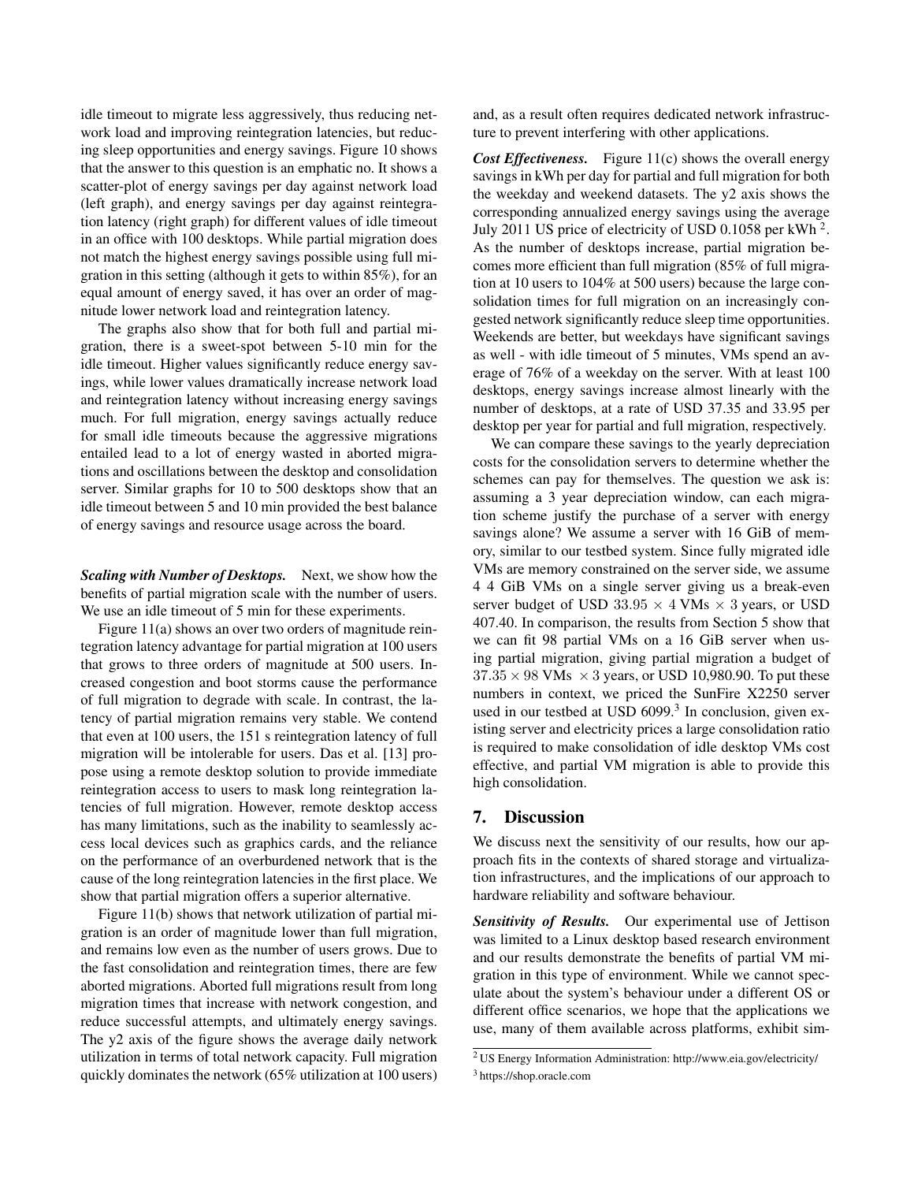idle timeout to migrate less aggressively, thus reducing network load and improving reintegration latencies, but reducing sleep opportunities and energy savings. Figure 10 shows that the answer to this question is an emphatic no. It shows a scatter-plot of energy savings per day against network load (left graph), and energy savings per day against reintegration latency (right graph) for different values of idle timeout in an office with 100 desktops. While partial migration does not match the highest energy savings possible using full migration in this setting (although it gets to within 85%), for an equal amount of energy saved, it has over an order of magnitude lower network load and reintegration latency.

The graphs also show that for both full and partial migration, there is a sweet-spot between 5-10 min for the idle timeout. Higher values significantly reduce energy savings, while lower values dramatically increase network load and reintegration latency without increasing energy savings much. For full migration, energy savings actually reduce for small idle timeouts because the aggressive migrations entailed lead to a lot of energy wasted in aborted migrations and oscillations between the desktop and consolidation server. Similar graphs for 10 to 500 desktops show that an idle timeout between 5 and 10 min provided the best balance of energy savings and resource usage across the board.

***Scaling with Number of Desktops.*** Next, we show how the benefits of partial migration scale with the number of users. We use an idle timeout of 5 min for these experiments.

Figure 11(a) shows an over two orders of magnitude reintegration latency advantage for partial migration at 100 users that grows to three orders of magnitude at 500 users. Increased congestion and boot storms cause the performance of full migration to degrade with scale. In contrast, the latency of partial migration remains very stable. We contend that even at 100 users, the 151 s reintegration latency of full migration will be intolerable for users. Das et al. [13] propose using a remote desktop solution to provide immediate reintegration access to users to mask long reintegration latencies of full migration. However, remote desktop access has many limitations, such as the inability to seamlessly access local devices such as graphics cards, and the reliance on the performance of an overburdened network that is the cause of the long reintegration latencies in the first place. We show that partial migration offers a superior alternative.

Figure 11(b) shows that network utilization of partial migration is an order of magnitude lower than full migration, and remains low even as the number of users grows. Due to the fast consolidation and reintegration times, there are few aborted migrations. Aborted full migrations result from long migration times that increase with network congestion, and reduce successful attempts, and ultimately energy savings. The y2 axis of the figure shows the average daily network utilization in terms of total network capacity. Full migration quickly dominates the network (65% utilization at 100 users) and, as a result often requires dedicated network infrastructure to prevent interfering with other applications.

***Cost Effectiveness.*** Figure 11(c) shows the overall energy savings in kWh per day for partial and full migration for both the weekday and weekend datasets. The y2 axis shows the corresponding annualized energy savings using the average July 2011 US price of electricity of USD 0.1058 per kWh [2]. As the number of desktops increase, partial migration becomes more efficient than full migration (85% of full migration at 10 users to 104% at 500 users) because the large consolidation times for full migration on an increasingly congested network significantly reduce sleep time opportunities. Weekends are better, but weekdays have significant savings as well - with idle timeout of 5 minutes, VMs spend an average of 76% of a weekday on the server. With at least 100 desktops, energy savings increase almost linearly with the number of desktops, at a rate of USD 37.35 and 33.95 per desktop per year for partial and full migration, respectively.

We can compare these savings to the yearly depreciation costs for the consolidation servers to determine whether the schemes can pay for themselves. The question we ask is: assuming a 3 year depreciation window, can each migration scheme justify the purchase of a server with energy savings alone? We assume a server with 16 GiB of memory, similar to our testbed system. Since fully migrated idle VMs are memory constrained on the server side, we assume 4 4 GiB VMs on a single server giving us a break-even server budget of USD $33.95 \times 4$ VMs $\times$ 3 years, or USD 407.40. In comparison, the results from Section 5 show that we can fit 98 partial VMs on a 16 GiB server when using partial migration, giving partial migration a budget of $37.35 \times 98$ VMs $\times$ 3 years, or USD 10,980.90. To put these numbers in context, we priced the SunFire X2250 server used in our testbed at USD 6099.[3] In conclusion, given existing server and electricity prices a large consolidation ratio is required to make consolidation of idle desktop VMs cost effective, and partial VM migration is able to provide this high consolidation.

## 7. Discussion

We discuss next the sensitivity of our results, how our approach fits in the contexts of shared storage and virtualization infrastructures, and the implications of our approach to hardware reliability and software behaviour.

***Sensitivity of Results.*** Our experimental use of Jettison was limited to a Linux desktop based research environment and our results demonstrate the benefits of partial VM migration in this type of environment. While we cannot speculate about the system's behaviour under a different OS or different office scenarios, we hope that the applications we use, many of them available across platforms, exhibit sim-

[2] US Energy Information Administration: http://www.eia.gov/electricity/

[3] https://shop.oracle.com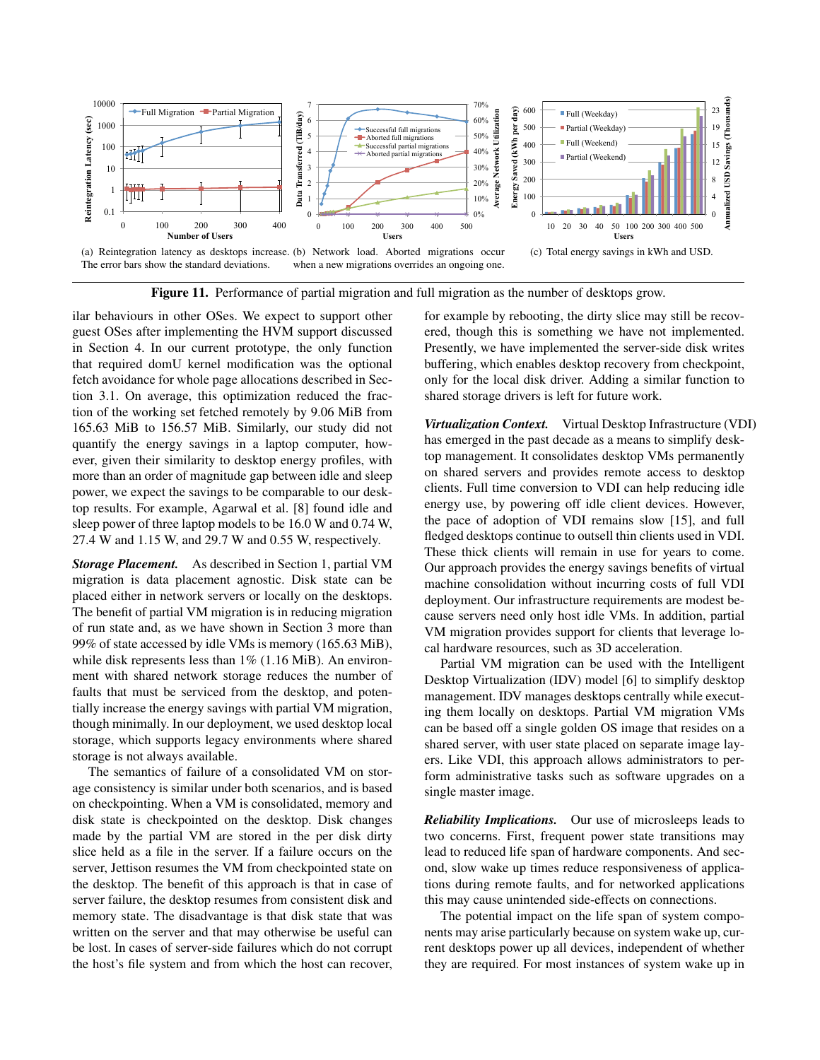10000
1000
100
10
1
0.1

Full Migration
Partial Migration

Reintegration Latency (sec)

0 100 200 300 400

Number of Users

(a) Reintegration latency as desktops increase. The error bars show the standard deviations.

7
6
5
4
3
2
1
0

70%
60%
50%
40%
30%
20%
10%
0%

Data Transferred (TiB/day)

Average Network Utilization

Successful full migrations
Aborted full migrations
Successful partial migrations
Aborted partial migrations

0 100 200 300 400 500

Users

(b) Network load. Aborted migrations occur when a new migrations overrides an ongoing one.

600
500
400
300
200
100
0

Energy Saved (kWh per day)

23
19
15
12
8
4
0

Annualized USD Savings (Thousands)

Full (Weekday)
Partial (Weekday)
Full (Weekend)
Partial (Weekend)

10 20 30 40 50 100 200 300 400 500

Users

(c) Total energy savings in kWh and USD.

**Figure 11.** Performance of partial migration and full migration as the number of desktops grow.

ilar behaviours in other OSes. We expect to support other guest OSes after implementing the HVM support discussed in Section 4. In our current prototype, the only function that required domU kernel modification was the optional fetch avoidance for whole page allocations described in Section 3.1. On average, this optimization reduced the fraction of the working set fetched remotely by 9.06 MiB from 165.63 MiB to 156.57 MiB. Similarly, our study did not quantify the energy savings in a laptop computer, however, given their similarity to desktop energy profiles, with more than an order of magnitude gap between idle and sleep power, we expect the savings to be comparable to our desktop results. For example, Agarwal et al. [8] found idle and sleep power of three laptop models to be 16.0 W and 0.74 W, 27.4 W and 1.15 W, and 29.7 W and 0.55 W, respectively.

***Storage Placement.*** As described in Section 1, partial VM migration is data placement agnostic. Disk state can be placed either in network servers or locally on the desktops. The benefit of partial VM migration is in reducing migration of run state and, as we have shown in Section 3 more than 99% of state accessed by idle VMs is memory (165.63 MiB), while disk represents less than 1% (1.16 MiB). An environment with shared network storage reduces the number of faults that must be serviced from the desktop, and potentially increase the energy savings with partial VM migration, though minimally. In our deployment, we used desktop local storage, which supports legacy environments where shared storage is not always available.

The semantics of failure of a consolidated VM on storage consistency is similar under both scenarios, and is based on checkpointing. When a VM is consolidated, memory and disk state is checkpointed on the desktop. Disk changes made by the partial VM are stored in the per disk dirty slice held as a file in the server. If a failure occurs on the server, Jettison resumes the VM from checkpointed state on the desktop. The benefit of this approach is that in case of server failure, the desktop resumes from consistent disk and memory state. The disadvantage is that disk state that was written on the server and that may otherwise be useful can be lost. In cases of server-side failures which do not corrupt the host's file system and from which the host can recover, for example by rebooting, the dirty slice may still be recovered, though this is something we have not implemented. Presently, we have implemented the server-side disk writes buffering, which enables desktop recovery from checkpoint, only for the local disk driver. Adding a similar function to shared storage drivers is left for future work.

***Virtualization Context.*** Virtual Desktop Infrastructure (VDI) has emerged in the past decade as a means to simplify desktop management. It consolidates desktop VMs permanently on shared servers and provides remote access to desktop clients. Full time conversion to VDI can help reducing idle energy use, by powering off idle client devices. However, the pace of adoption of VDI remains slow [15], and full fledged desktops continue to outsell thin clients used in VDI. These thick clients will remain in use for years to come. Our approach provides the energy savings benefits of virtual machine consolidation without incurring costs of full VDI deployment. Our infrastructure requirements are modest because servers need only host idle VMs. In addition, partial VM migration provides support for clients that leverage local hardware resources, such as 3D acceleration.

Partial VM migration can be used with the Intelligent Desktop Virtualization (IDV) model [6] to simplify desktop management. IDV manages desktops centrally while executing them locally on desktops. Partial VM migration VMs can be based off a single golden OS image that resides on a shared server, with user state placed on separate image layers. Like VDI, this approach allows administrators to perform administrative tasks such as software upgrades on a single master image.

***Reliability Implications.*** Our use of microsleeps leads to two concerns. First, frequent power state transitions may lead to reduced life span of hardware components. And second, slow wake up times reduce responsiveness of applications during remote faults, and for networked applications this may cause unintended side-effects on connections.

The potential impact on the life span of system components may arise particularly because on system wake up, current desktops power up all devices, independent of whether they are required. For most instances of system wake up in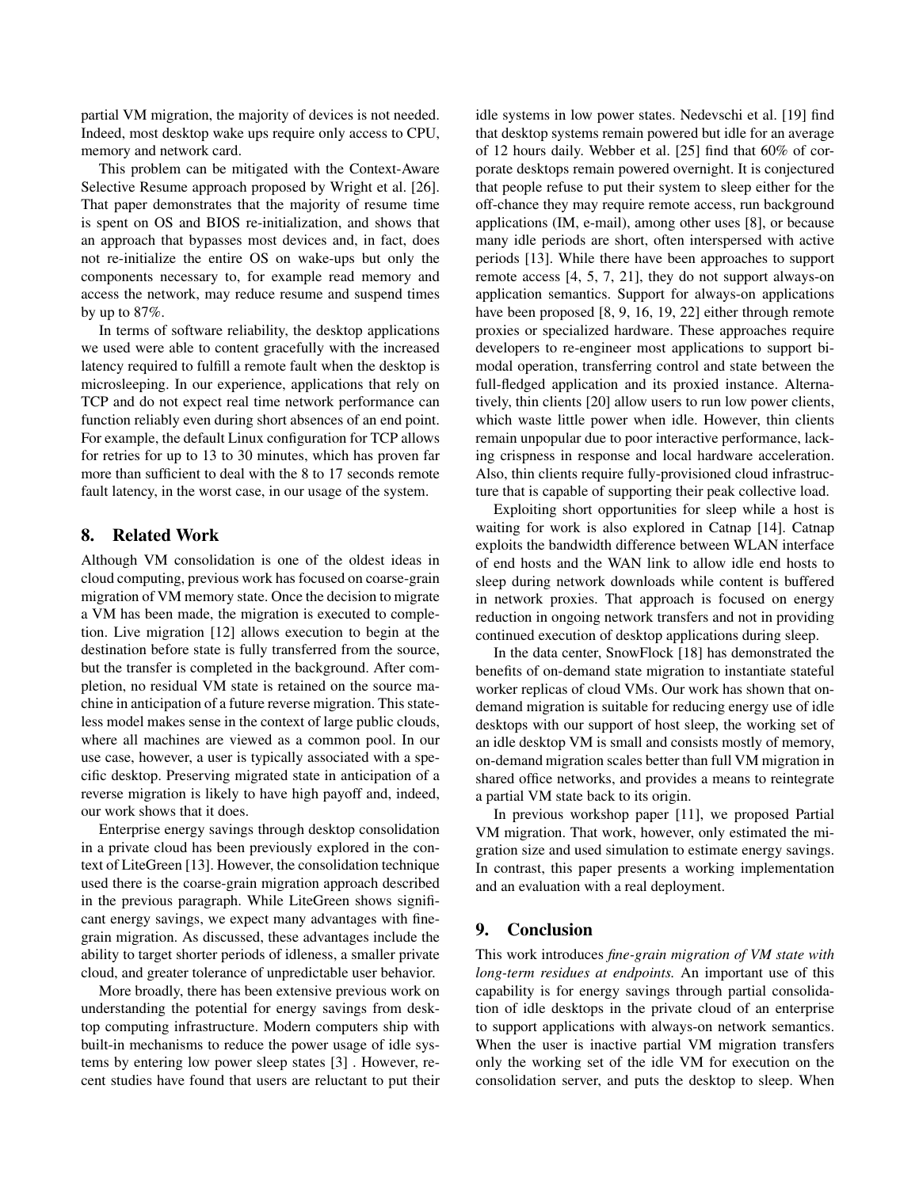partial VM migration, the majority of devices is not needed. Indeed, most desktop wake ups require only access to CPU, memory and network card.

This problem can be mitigated with the Context-Aware Selective Resume approach proposed by Wright et al. [26]. That paper demonstrates that the majority of resume time is spent on OS and BIOS re-initialization, and shows that an approach that bypasses most devices and, in fact, does not re-initialize the entire OS on wake-ups but only the components necessary to, for example read memory and access the network, may reduce resume and suspend times by up to 87%.

In terms of software reliability, the desktop applications we used were able to content gracefully with the increased latency required to fulfill a remote fault when the desktop is microsleeping. In our experience, applications that rely on TCP and do not expect real time network performance can function reliably even during short absences of an end point. For example, the default Linux configuration for TCP allows for retries for up to 13 to 30 minutes, which has proven far more than sufficient to deal with the 8 to 17 seconds remote fault latency, in the worst case, in our usage of the system.

## 8. Related Work

Although VM consolidation is one of the oldest ideas in cloud computing, previous work has focused on coarse-grain migration of VM memory state. Once the decision to migrate a VM has been made, the migration is executed to completion. Live migration [12] allows execution to begin at the destination before state is fully transferred from the source, but the transfer is completed in the background. After completion, no residual VM state is retained on the source machine in anticipation of a future reverse migration. This stateless model makes sense in the context of large public clouds, where all machines are viewed as a common pool. In our use case, however, a user is typically associated with a specific desktop. Preserving migrated state in anticipation of a reverse migration is likely to have high payoff and, indeed, our work shows that it does.

Enterprise energy savings through desktop consolidation in a private cloud has been previously explored in the context of LiteGreen [13]. However, the consolidation technique used there is the coarse-grain migration approach described in the previous paragraph. While LiteGreen shows significant energy savings, we expect many advantages with fine-grain migration. As discussed, these advantages include the ability to target shorter periods of idleness, a smaller private cloud, and greater tolerance of unpredictable user behavior.

More broadly, there has been extensive previous work on understanding the potential for energy savings from desktop computing infrastructure. Modern computers ship with built-in mechanisms to reduce the power usage of idle systems by entering low power sleep states [3] . However, recent studies have found that users are reluctant to put their idle systems in low power states. Nedevschi et al. [19] find that desktop systems remain powered but idle for an average of 12 hours daily. Webber et al. [25] find that 60% of corporate desktops remain powered overnight. It is conjectured that people refuse to put their system to sleep either for the off-chance they may require remote access, run background applications (IM, e-mail), among other uses [8], or because many idle periods are short, often interspersed with active periods [13]. While there have been approaches to support remote access [4, 5, 7, 21], they do not support always-on application semantics. Support for always-on applications have been proposed [8, 9, 16, 19, 22] either through remote proxies or specialized hardware. These approaches require developers to re-engineer most applications to support bimodal operation, transferring control and state between the full-fledged application and its proxied instance. Alternatively, thin clients [20] allow users to run low power clients, which waste little power when idle. However, thin clients remain unpopular due to poor interactive performance, lacking crispness in response and local hardware acceleration. Also, thin clients require fully-provisioned cloud infrastructure that is capable of supporting their peak collective load.

Exploiting short opportunities for sleep while a host is waiting for work is also explored in Catnap [14]. Catnap exploits the bandwidth difference between WLAN interface of end hosts and the WAN link to allow idle end hosts to sleep during network downloads while content is buffered in network proxies. That approach is focused on energy reduction in ongoing network transfers and not in providing continued execution of desktop applications during sleep.

In the data center, SnowFlock [18] has demonstrated the benefits of on-demand state migration to instantiate stateful worker replicas of cloud VMs. Our work has shown that on-demand migration is suitable for reducing energy use of idle desktops with our support of host sleep, the working set of an idle desktop VM is small and consists mostly of memory, on-demand migration scales better than full VM migration in shared office networks, and provides a means to reintegrate a partial VM state back to its origin.

In previous workshop paper [11], we proposed Partial VM migration. That work, however, only estimated the migration size and used simulation to estimate energy savings. In contrast, this paper presents a working implementation and an evaluation with a real deployment.

## 9. Conclusion

This work introduces *fine-grain migration of VM state with long-term residues at endpoints.* An important use of this capability is for energy savings through partial consolidation of idle desktops in the private cloud of an enterprise to support applications with always-on network semantics. When the user is inactive partial VM migration transfers only the working set of the idle VM for execution on the consolidation server, and puts the desktop to sleep. When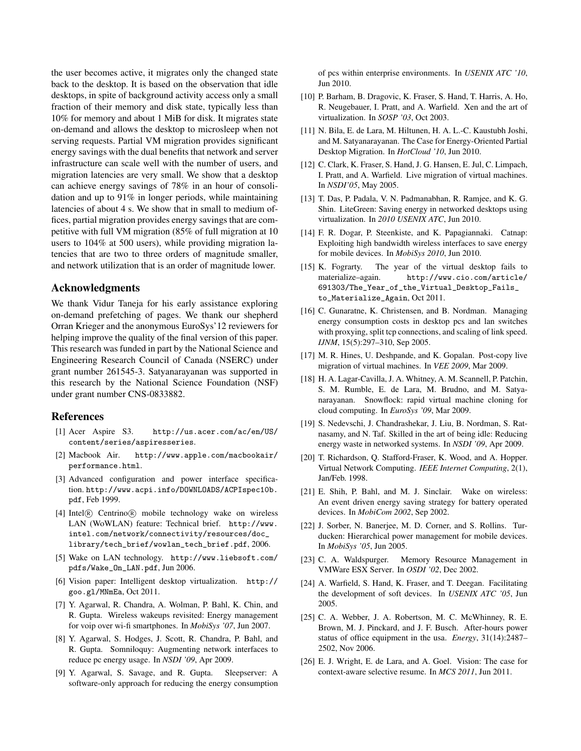the user becomes active, it migrates only the changed state back to the desktop. It is based on the observation that idle desktops, in spite of background activity access only a small fraction of their memory and disk state, typically less than 10% for memory and about 1 MiB for disk. It migrates state on-demand and allows the desktop to microsleep when not serving requests. Partial VM migration provides significant energy savings with the dual benefits that network and server infrastructure can scale well with the number of users, and migration latencies are very small. We show that a desktop can achieve energy savings of 78% in an hour of consolidation and up to 91% in longer periods, while maintaining latencies of about 4 s. We show that in small to medium offices, partial migration provides energy savings that are competitive with full VM migration (85% of full migration at 10 users to 104% at 500 users), while providing migration latencies that are two to three orders of magnitude smaller, and network utilization that is an order of magnitude lower.

## Acknowledgments

We thank Vidur Taneja for his early assistance exploring on-demand prefetching of pages. We thank our shepherd Orran Krieger and the anonymous EuroSys'12 reviewers for helping improve the quality of the final version of this paper. This research was funded in part by the National Science and Engineering Research Council of Canada (NSERC) under grant number 261545-3. Satyanarayanan was supported in this research by the National Science Foundation (NSF) under grant number CNS-0833882.

## References

[1] Acer Aspire S3. http://us.acer.com/ac/en/US/content/series/aspiresseries.

[2] Macbook Air. http://www.apple.com/macbookair/performance.html.

[3] Advanced configuration and power interface specification. http://www.acpi.info/DOWNLOADS/ACPIspec10b.pdf, Feb 1999.

[4] Intel® Centrino® mobile technology wake on wireless LAN (WoWLAN) feature: Technical brief. http://www.intel.com/network/connectivity/resources/doc_library/tech_brief/wowlan_tech_brief.pdf, 2006.

[5] Wake on LAN technology. http://www.liebsoft.com/pdfs/Wake_On_LAN.pdf, Jun 2006.

[6] Vision paper: Intelligent desktop virtualization. http://goo.gl/MNmEa, Oct 2011.

[7] Y. Agarwal, R. Chandra, A. Wolman, P. Bahl, K. Chin, and R. Gupta. Wireless wakeups revisited: Energy management for voip over wi-fi smartphones. In *MobiSys '07*, Jun 2007.

[8] Y. Agarwal, S. Hodges, J. Scott, R. Chandra, P. Bahl, and R. Gupta. Somniloquy: Augmenting network interfaces to reduce pc energy usage. In *NSDI '09*, Apr 2009.

[9] Y. Agarwal, S. Savage, and R. Gupta. Sleepserver: A software-only approach for reducing the energy consumption of pcs within enterprise environments. In *USENIX ATC '10*, Jun 2010.

[10] P. Barham, B. Dragovic, K. Fraser, S. Hand, T. Harris, A. Ho, R. Neugebauer, I. Pratt, and A. Warfield. Xen and the art of virtualization. In *SOSP '03*, Oct 2003.

[11] N. Bila, E. de Lara, M. Hiltunen, H. A. L.-C. Kaustubh Joshi, and M. Satyanarayanan. The Case for Energy-Oriented Partial Desktop Migration. In *HotCloud '10*, Jun 2010.

[12] C. Clark, K. Fraser, S. Hand, J. G. Hansen, E. Jul, C. Limpach, I. Pratt, and A. Warfield. Live migration of virtual machines. In *NSDI'05*, May 2005.

[13] T. Das, P. Padala, V. N. Padmanabhan, R. Ramjee, and K. G. Shin. LiteGreen: Saving energy in networked desktops using virtualization. In *2010 USENIX ATC*, Jun 2010.

[14] F. R. Dogar, P. Steenkiste, and K. Papagiannaki. Catnap: Exploiting high bandwidth wireless interfaces to save energy for mobile devices. In *MobiSys 2010*, Jun 2010.

[15] K. Fogrярty. The year of the virtual desktop fails to materialize–again. http://www.cio.com/article/691303/The_Year_of_the_Virtual_Desktop_Fails_to_Materialize_Again, Oct 2011.

[16] C. Gunaratne, K. Christensen, and B. Nordman. Managing energy consumption costs in desktop pcs and lan switches with proxying, split tcp connections, and scaling of link speed. *IJNM*, 15(5):297–310, Sep 2005.

[17] M. R. Hines, U. Deshpande, and K. Gopalan. Post-copy live migration of virtual machines. In *VEE 2009*, Mar 2009.

[18] H. A. Lagar-Cavilla, J. A. Whitney, A. M. Scannell, P. Patchin, S. M. Rumble, E. de Lara, M. Brudno, and M. Satyanarayanan. Snowflock: rapid virtual machine cloning for cloud computing. In *EuroSys '09*, Mar 2009.

[19] S. Nedevschi, J. Chandrashekar, J. Liu, B. Nordman, S. Ratnasamy, and N. Taf. Skilled in the art of being idle: Reducing energy waste in networked systems. In *NSDI '09*, Apr 2009.

[20] T. Richardson, Q. Stafford-Fraser, K. Wood, and A. Hopper. Virtual Network Computing. *IEEE Internet Computing*, 2(1), Jan/Feb. 1998.

[21] E. Shih, P. Bahl, and M. J. Sinclair. Wake on wireless: An event driven energy saving strategy for battery operated devices. In *MobiCom 2002*, Sep 2002.

[22] J. Sorber, N. Banerjee, M. D. Corner, and S. Rollins. Turducken: Hierarchical power management for mobile devices. In *MobiSys '05*, Jun 2005.

[23] C. A. Waldspurger. Memory Resource Management in VMWare ESX Server. In *OSDI '02*, Dec 2002.

[24] A. Warfield, S. Hand, K. Fraser, and T. Deegan. Facilitating the development of soft devices. In *USENIX ATC '05*, Jun 2005.

[25] C. A. Webber, J. A. Robertson, M. C. McWhinney, R. E. Brown, M. J. Pinckard, and J. F. Busch. After-hours power status of office equipment in the usa. *Energy*, 31(14):2487–2502, Nov 2006.

[26] E. J. Wright, E. de Lara, and A. Goel. Vision: The case for context-aware selective resume. In *MCS 2011*, Jun 2011.